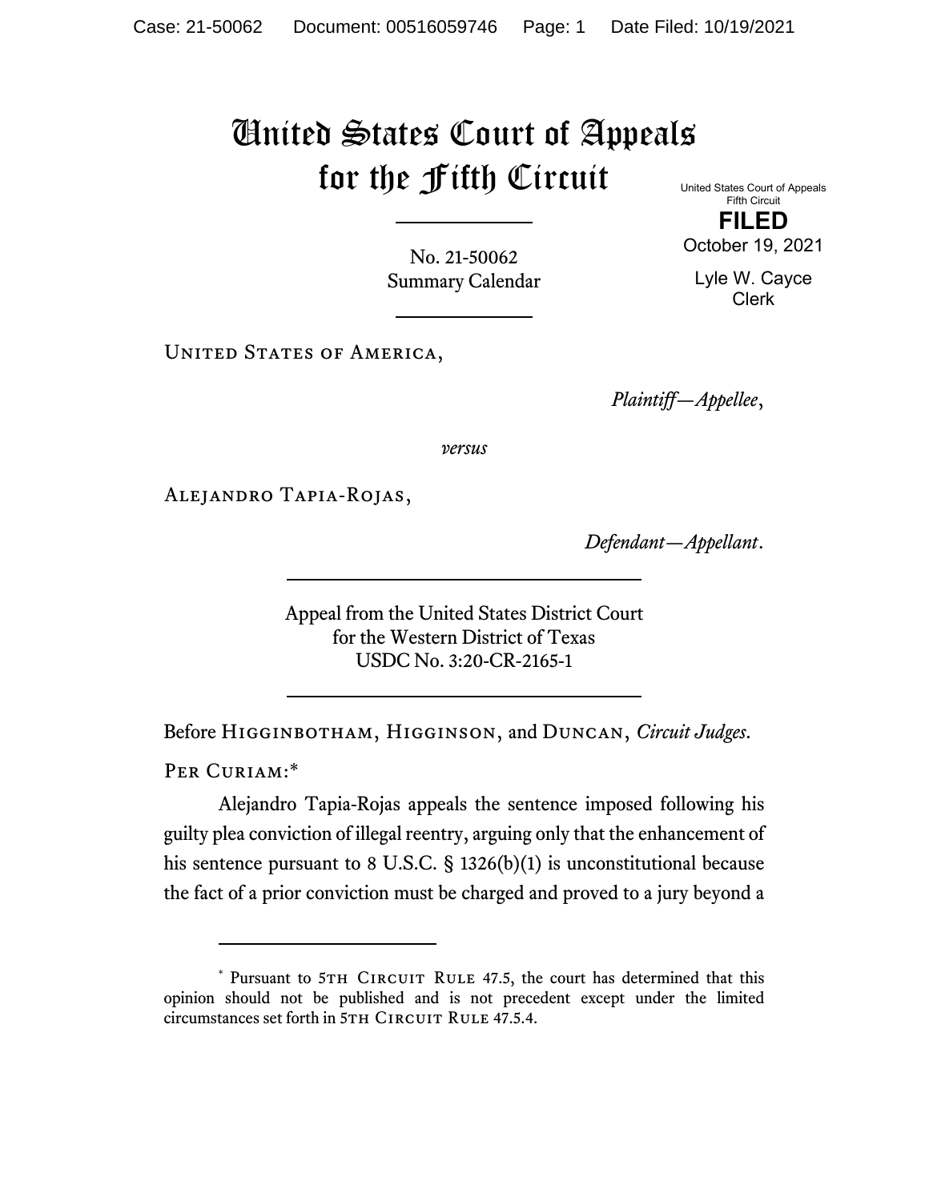# United States Court of Appeals for the Fifth Circuit

United States Court of Appeals
Fifth Circuit

**FILED**

October 19, 2021

Lyle W. Cayce
Clerk

No. 21-50062
Summary Calendar

United States of America,

*Plaintiff—Appellee*,

*versus*

Alejandro Tapia-Rojas,

*Defendant—Appellant*.

Appeal from the United States District Court
for the Western District of Texas
USDC No. 3:20-CR-2165-1

Before Higginbotham, Higginson, and Duncan, *Circuit Judges*.

Per Curiam:*

Alejandro Tapia-Rojas appeals the sentence imposed following his guilty plea conviction of illegal reentry, arguing only that the enhancement of his sentence pursuant to 8 U.S.C. § 1326(b)(1) is unconstitutional because the fact of a prior conviction must be charged and proved to a jury beyond a

---

\* Pursuant to 5th Circuit Rule 47.5, the court has determined that this opinion should not be published and is not precedent except under the limited circumstances set forth in 5th Circuit Rule 47.5.4.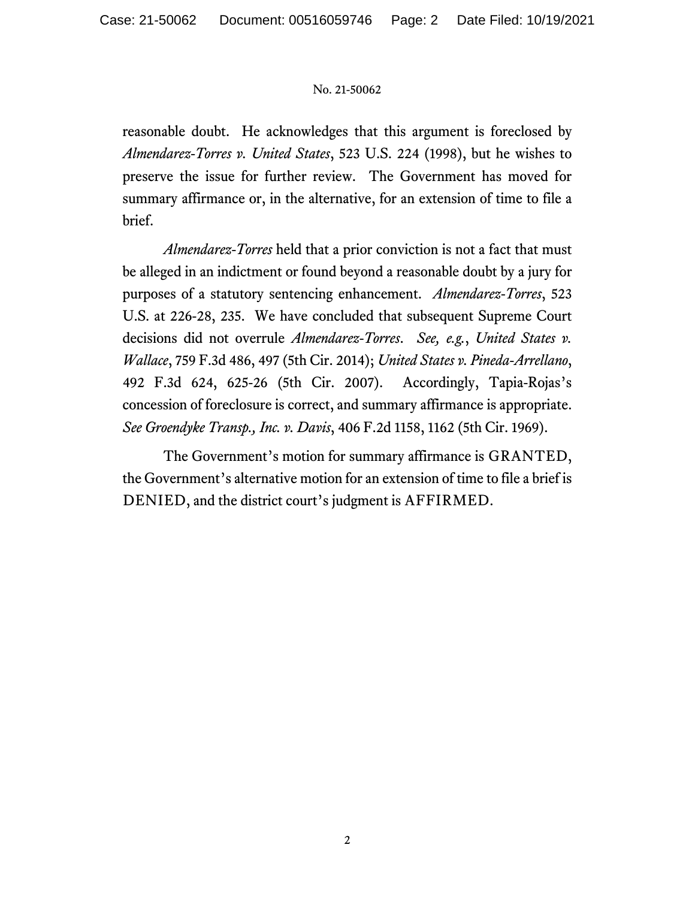reasonable doubt. He acknowledges that this argument is foreclosed by *Almendarez-Torres v. United States*, 523 U.S. 224 (1998), but he wishes to preserve the issue for further review. The Government has moved for summary affirmance or, in the alternative, for an extension of time to file a brief.

*Almendarez-Torres* held that a prior conviction is not a fact that must be alleged in an indictment or found beyond a reasonable doubt by a jury for purposes of a statutory sentencing enhancement. *Almendarez-Torres*, 523 U.S. at 226-28, 235. We have concluded that subsequent Supreme Court decisions did not overrule *Almendarez-Torres*. *See, e.g.*, *United States v. Wallace*, 759 F.3d 486, 497 (5th Cir. 2014); *United States v. Pineda-Arrellano*, 492 F.3d 624, 625-26 (5th Cir. 2007). Accordingly, Tapia-Rojas's concession of foreclosure is correct, and summary affirmance is appropriate. *See Groendyke Transp., Inc. v. Davis*, 406 F.2d 1158, 1162 (5th Cir. 1969).

The Government's motion for summary affirmance is GRANTED, the Government's alternative motion for an extension of time to file a brief is DENIED, and the district court's judgment is AFFIRMED.